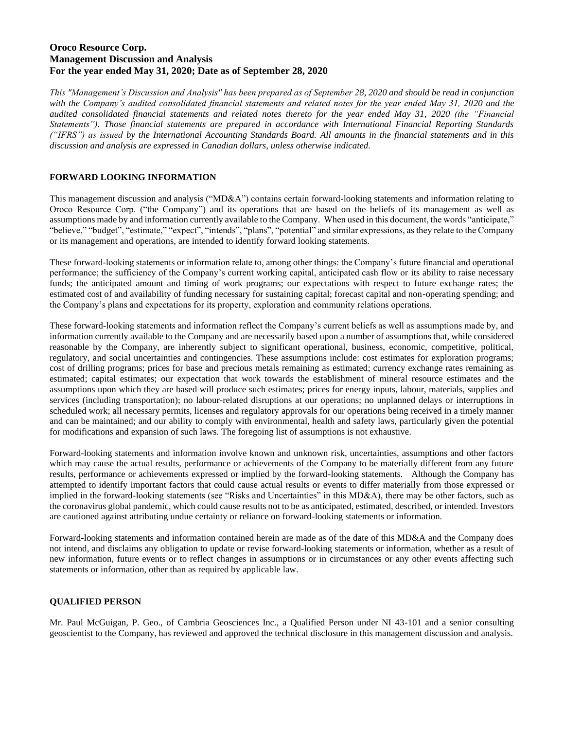# Oroco Resource Corp.
# Management Discussion and Analysis
# For the year ended May 31, 2020; Date as of September 28, 2020

*This "Management's Discussion and Analysis" has been prepared as of September 28, 2020 and should be read in conjunction with the Company's audited consolidated financial statements and related notes for the year ended May 31, 2020 and the audited consolidated financial statements and related notes thereto for the year ended May 31, 2020 (the "Financial Statements"). Those financial statements are prepared in accordance with International Financial Reporting Standards ("IFRS") as issued by the International Accounting Standards Board. All amounts in the financial statements and in this discussion and analysis are expressed in Canadian dollars, unless otherwise indicated.*

## FORWARD LOOKING INFORMATION

This management discussion and analysis ("MD&A") contains certain forward-looking statements and information relating to Oroco Resource Corp. ("the Company") and its operations that are based on the beliefs of its management as well as assumptions made by and information currently available to the Company. When used in this document, the words "anticipate," "believe," "budget", "estimate," "expect", "intends", "plans", "potential" and similar expressions, as they relate to the Company or its management and operations, are intended to identify forward looking statements.

These forward-looking statements or information relate to, among other things: the Company's future financial and operational performance; the sufficiency of the Company's current working capital, anticipated cash flow or its ability to raise necessary funds; the anticipated amount and timing of work programs; our expectations with respect to future exchange rates; the estimated cost of and availability of funding necessary for sustaining capital; forecast capital and non-operating spending; and the Company's plans and expectations for its property, exploration and community relations operations.

These forward-looking statements and information reflect the Company's current beliefs as well as assumptions made by, and information currently available to the Company and are necessarily based upon a number of assumptions that, while considered reasonable by the Company, are inherently subject to significant operational, business, economic, competitive, political, regulatory, and social uncertainties and contingencies. These assumptions include: cost estimates for exploration programs; cost of drilling programs; prices for base and precious metals remaining as estimated; currency exchange rates remaining as estimated; capital estimates; our expectation that work towards the establishment of mineral resource estimates and the assumptions upon which they are based will produce such estimates; prices for energy inputs, labour, materials, supplies and services (including transportation); no labour-related disruptions at our operations; no unplanned delays or interruptions in scheduled work; all necessary permits, licenses and regulatory approvals for our operations being received in a timely manner and can be maintained; and our ability to comply with environmental, health and safety laws, particularly given the potential for modifications and expansion of such laws. The foregoing list of assumptions is not exhaustive.

Forward-looking statements and information involve known and unknown risk, uncertainties, assumptions and other factors which may cause the actual results, performance or achievements of the Company to be materially different from any future results, performance or achievements expressed or implied by the forward-looking statements. Although the Company has attempted to identify important factors that could cause actual results or events to differ materially from those expressed or implied in the forward-looking statements (see "Risks and Uncertainties" in this MD&A), there may be other factors, such as the coronavirus global pandemic, which could cause results not to be as anticipated, estimated, described, or intended. Investors are cautioned against attributing undue certainty or reliance on forward-looking statements or information.

Forward-looking statements and information contained herein are made as of the date of this MD&A and the Company does not intend, and disclaims any obligation to update or revise forward-looking statements or information, whether as a result of new information, future events or to reflect changes in assumptions or in circumstances or any other events affecting such statements or information, other than as required by applicable law.

## QUALIFIED PERSON

Mr. Paul McGuigan, P. Geo., of Cambria Geosciences Inc., a Qualified Person under NI 43-101 and a senior consulting geoscientist to the Company, has reviewed and approved the technical disclosure in this management discussion and analysis.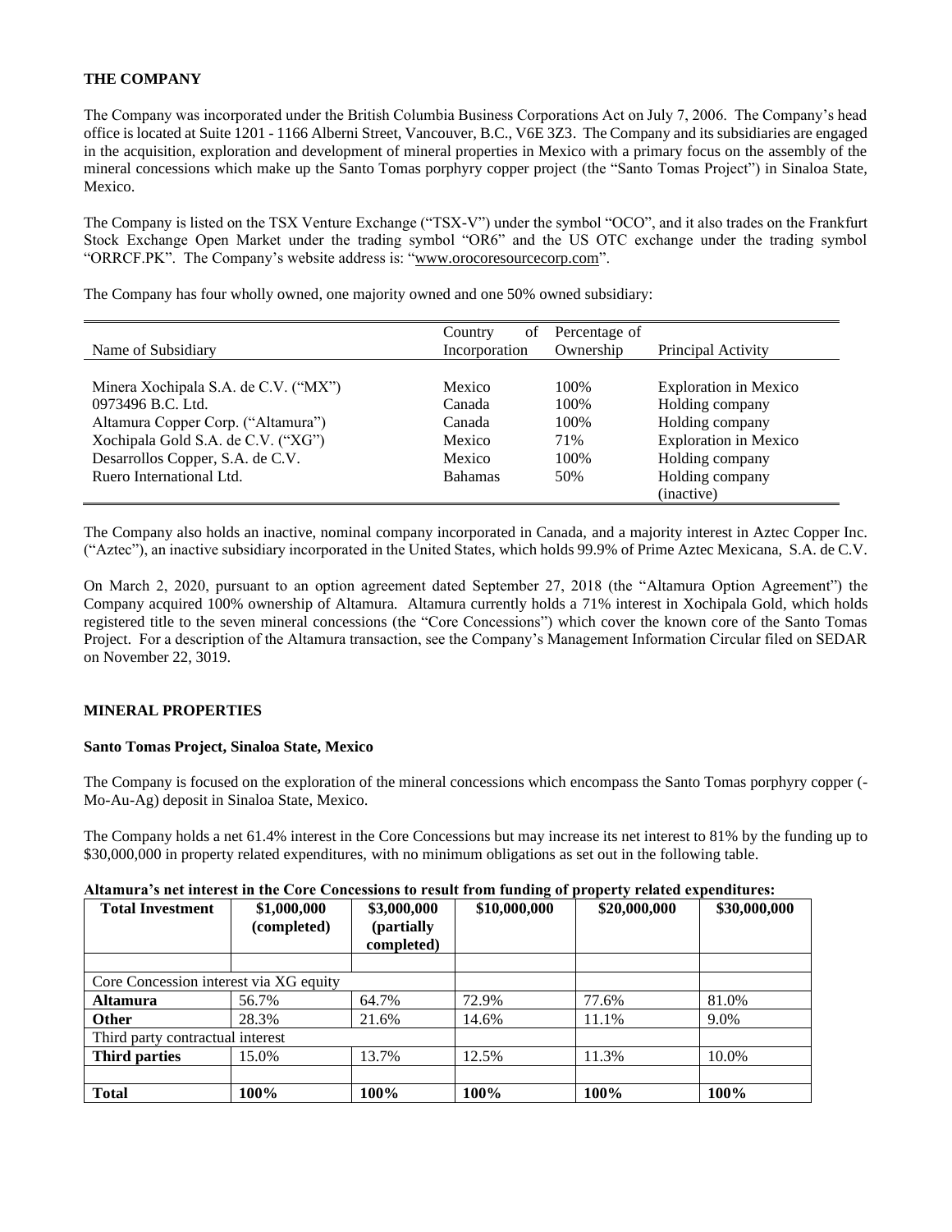## THE COMPANY

The Company was incorporated under the British Columbia Business Corporations Act on July 7, 2006. The Company's head office is located at Suite 1201 - 1166 Alberni Street, Vancouver, B.C., V6E 3Z3. The Company and its subsidiaries are engaged in the acquisition, exploration and development of mineral properties in Mexico with a primary focus on the assembly of the mineral concessions which make up the Santo Tomas porphyry copper project (the "Santo Tomas Project") in Sinaloa State, Mexico.

The Company is listed on the TSX Venture Exchange ("TSX-V") under the symbol "OCO", and it also trades on the Frankfurt Stock Exchange Open Market under the trading symbol "OR6" and the US OTC exchange under the trading symbol "ORRCF.PK". The Company's website address is: "www.orocoresourcecorp.com".

The Company has four wholly owned, one majority owned and one 50% owned subsidiary:

| Name of Subsidiary | Country of Incorporation | Percentage of Ownership | Principal Activity |
|---|---|---|---|
| Minera Xochipala S.A. de C.V. ("MX") | Mexico | 100% | Exploration in Mexico |
| 0973496 B.C. Ltd. | Canada | 100% | Holding company |
| Altamura Copper Corp. ("Altamura") | Canada | 100% | Holding company |
| Xochipala Gold S.A. de C.V. ("XG") | Mexico | 71% | Exploration in Mexico |
| Desarrollos Copper, S.A. de C.V. | Mexico | 100% | Holding company |
| Ruero International Ltd. | Bahamas | 50% | Holding company (inactive) |

The Company also holds an inactive, nominal company incorporated in Canada, and a majority interest in Aztec Copper Inc. ("Aztec"), an inactive subsidiary incorporated in the United States, which holds 99.9% of Prime Aztec Mexicana, S.A. de C.V.

On March 2, 2020, pursuant to an option agreement dated September 27, 2018 (the "Altamura Option Agreement") the Company acquired 100% ownership of Altamura. Altamura currently holds a 71% interest in Xochipala Gold, which holds registered title to the seven mineral concessions (the "Core Concessions") which cover the known core of the Santo Tomas Project. For a description of the Altamura transaction, see the Company's Management Information Circular filed on SEDAR on November 22, 3019.

## MINERAL PROPERTIES

### Santo Tomas Project, Sinaloa State, Mexico

The Company is focused on the exploration of the mineral concessions which encompass the Santo Tomas porphyry copper (-Mo-Au-Ag) deposit in Sinaloa State, Mexico.

The Company holds a net 61.4% interest in the Core Concessions but may increase its net interest to 81% by the funding up to $30,000,000 in property related expenditures, with no minimum obligations as set out in the following table.

**Altamura's net interest in the Core Concessions to result from funding of property related expenditures:**

| Total Investment | $1,000,000 (completed) | $3,000,000 (partially completed) | $10,000,000 | $20,000,000 | $30,000,000 |
|---|---|---|---|---|---|
| | | | | | |
| Core Concession interest via XG equity | | | | | |
| **Altamura** | 56.7% | 64.7% | 72.9% | 77.6% | 81.0% |
| **Other** | 28.3% | 21.6% | 14.6% | 11.1% | 9.0% |
| Third party contractual interest | | | | | |
| **Third parties** | 15.0% | 13.7% | 12.5% | 11.3% | 10.0% |
| | | | | | |
| **Total** | **100%** | **100%** | **100%** | **100%** | **100%** |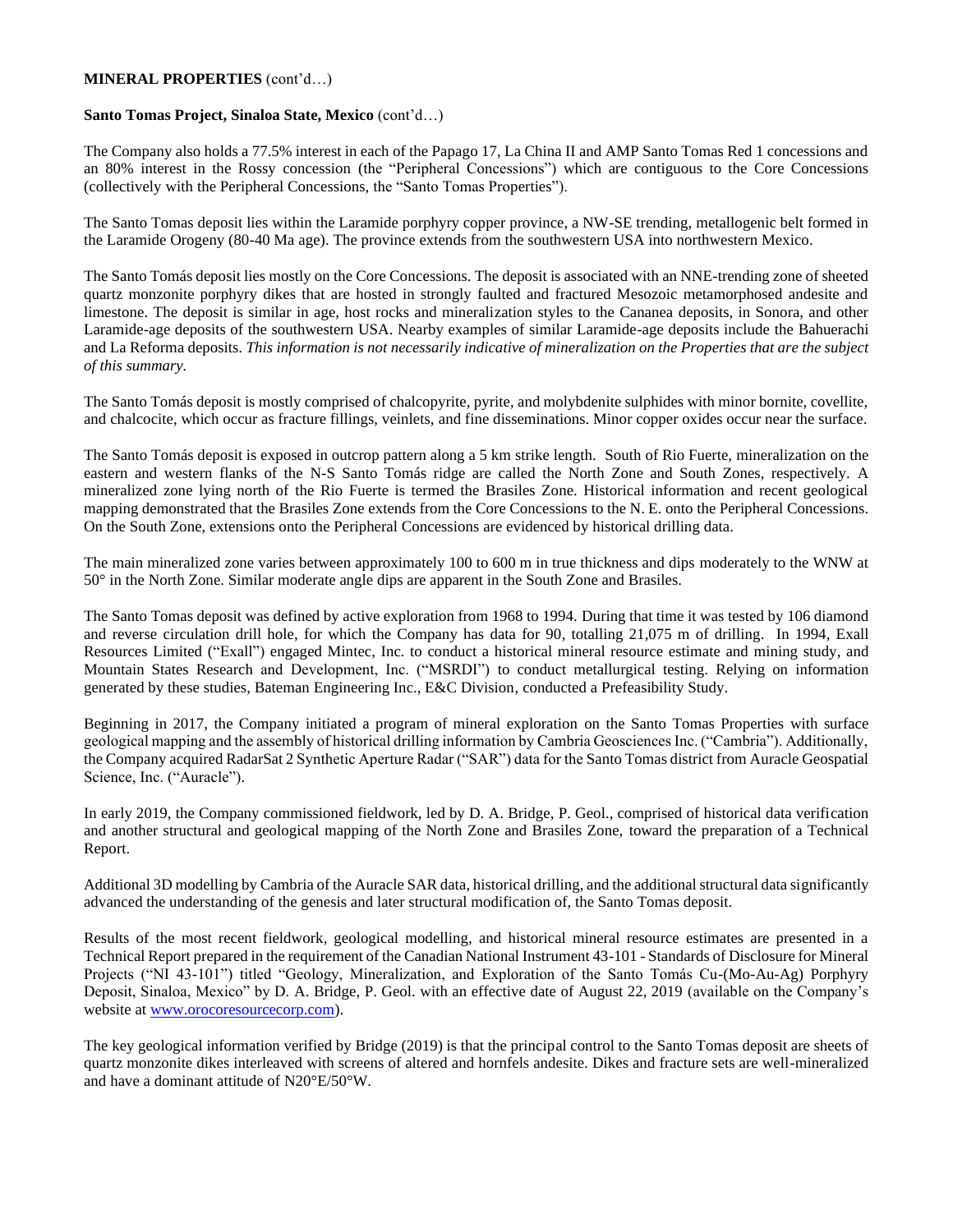**MINERAL PROPERTIES** (cont'd…)

**Santo Tomas Project, Sinaloa State, Mexico** (cont'd…)

The Company also holds a 77.5% interest in each of the Papago 17, La China II and AMP Santo Tomas Red 1 concessions and an 80% interest in the Rossy concession (the "Peripheral Concessions") which are contiguous to the Core Concessions (collectively with the Peripheral Concessions, the "Santo Tomas Properties").

The Santo Tomas deposit lies within the Laramide porphyry copper province, a NW-SE trending, metallogenic belt formed in the Laramide Orogeny (80-40 Ma age). The province extends from the southwestern USA into northwestern Mexico.

The Santo Tomás deposit lies mostly on the Core Concessions. The deposit is associated with an NNE-trending zone of sheeted quartz monzonite porphyry dikes that are hosted in strongly faulted and fractured Mesozoic metamorphosed andesite and limestone. The deposit is similar in age, host rocks and mineralization styles to the Cananea deposits, in Sonora, and other Laramide-age deposits of the southwestern USA. Nearby examples of similar Laramide-age deposits include the Bahuerachi and La Reforma deposits. *This information is not necessarily indicative of mineralization on the Properties that are the subject of this summary.*

The Santo Tomás deposit is mostly comprised of chalcopyrite, pyrite, and molybdenite sulphides with minor bornite, covellite, and chalcocite, which occur as fracture fillings, veinlets, and fine disseminations. Minor copper oxides occur near the surface.

The Santo Tomás deposit is exposed in outcrop pattern along a 5 km strike length. South of Rio Fuerte, mineralization on the eastern and western flanks of the N-S Santo Tomás ridge are called the North Zone and South Zones, respectively. A mineralized zone lying north of the Rio Fuerte is termed the Brasiles Zone. Historical information and recent geological mapping demonstrated that the Brasiles Zone extends from the Core Concessions to the N. E. onto the Peripheral Concessions. On the South Zone, extensions onto the Peripheral Concessions are evidenced by historical drilling data.

The main mineralized zone varies between approximately 100 to 600 m in true thickness and dips moderately to the WNW at 50° in the North Zone. Similar moderate angle dips are apparent in the South Zone and Brasiles.

The Santo Tomas deposit was defined by active exploration from 1968 to 1994. During that time it was tested by 106 diamond and reverse circulation drill hole, for which the Company has data for 90, totalling 21,075 m of drilling. In 1994, Exall Resources Limited ("Exall") engaged Mintec, Inc. to conduct a historical mineral resource estimate and mining study, and Mountain States Research and Development, Inc. ("MSRDI") to conduct metallurgical testing. Relying on information generated by these studies, Bateman Engineering Inc., E&C Division, conducted a Prefeasibility Study.

Beginning in 2017, the Company initiated a program of mineral exploration on the Santo Tomas Properties with surface geological mapping and the assembly of historical drilling information by Cambria Geosciences Inc. ("Cambria"). Additionally, the Company acquired RadarSat 2 Synthetic Aperture Radar ("SAR") data for the Santo Tomas district from Auracle Geospatial Science, Inc. ("Auracle").

In early 2019, the Company commissioned fieldwork, led by D. A. Bridge, P. Geol., comprised of historical data verification and another structural and geological mapping of the North Zone and Brasiles Zone, toward the preparation of a Technical Report.

Additional 3D modelling by Cambria of the Auracle SAR data, historical drilling, and the additional structural data significantly advanced the understanding of the genesis and later structural modification of, the Santo Tomas deposit.

Results of the most recent fieldwork, geological modelling, and historical mineral resource estimates are presented in a Technical Report prepared in the requirement of the Canadian National Instrument 43-101 - Standards of Disclosure for Mineral Projects ("NI 43-101") titled "Geology, Mineralization, and Exploration of the Santo Tomás Cu-(Mo-Au-Ag) Porphyry Deposit, Sinaloa, Mexico" by D. A. Bridge, P. Geol. with an effective date of August 22, 2019 (available on the Company's website at www.orocoresourcecorp.com).

The key geological information verified by Bridge (2019) is that the principal control to the Santo Tomas deposit are sheets of quartz monzonite dikes interleaved with screens of altered and hornfels andesite. Dikes and fracture sets are well-mineralized and have a dominant attitude of N20°E/50°W.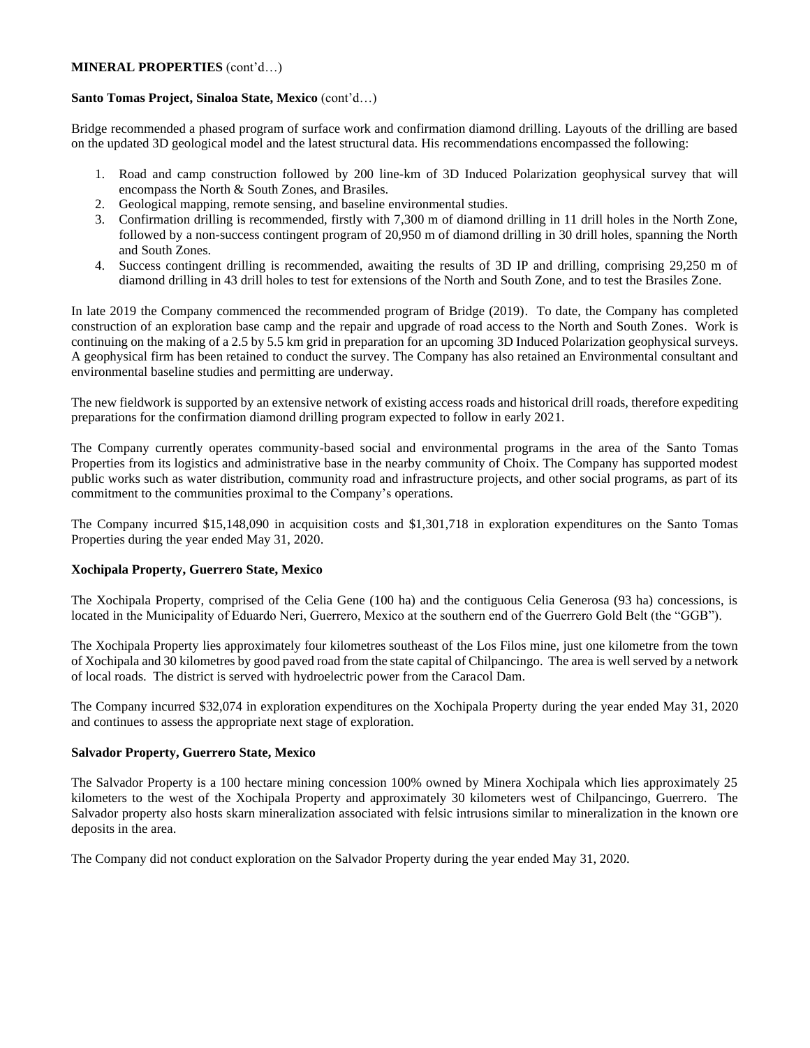**MINERAL PROPERTIES** (cont'd…)

**Santo Tomas Project, Sinaloa State, Mexico** (cont'd…)

Bridge recommended a phased program of surface work and confirmation diamond drilling. Layouts of the drilling are based on the updated 3D geological model and the latest structural data. His recommendations encompassed the following:

1. Road and camp construction followed by 200 line-km of 3D Induced Polarization geophysical survey that will encompass the North & South Zones, and Brasiles.
2. Geological mapping, remote sensing, and baseline environmental studies.
3. Confirmation drilling is recommended, firstly with 7,300 m of diamond drilling in 11 drill holes in the North Zone, followed by a non-success contingent program of 20,950 m of diamond drilling in 30 drill holes, spanning the North and South Zones.
4. Success contingent drilling is recommended, awaiting the results of 3D IP and drilling, comprising 29,250 m of diamond drilling in 43 drill holes to test for extensions of the North and South Zone, and to test the Brasiles Zone.

In late 2019 the Company commenced the recommended program of Bridge (2019). To date, the Company has completed construction of an exploration base camp and the repair and upgrade of road access to the North and South Zones. Work is continuing on the making of a 2.5 by 5.5 km grid in preparation for an upcoming 3D Induced Polarization geophysical surveys. A geophysical firm has been retained to conduct the survey. The Company has also retained an Environmental consultant and environmental baseline studies and permitting are underway.

The new fieldwork is supported by an extensive network of existing access roads and historical drill roads, therefore expediting preparations for the confirmation diamond drilling program expected to follow in early 2021.

The Company currently operates community-based social and environmental programs in the area of the Santo Tomas Properties from its logistics and administrative base in the nearby community of Choix. The Company has supported modest public works such as water distribution, community road and infrastructure projects, and other social programs, as part of its commitment to the communities proximal to the Company's operations.

The Company incurred $15,148,090 in acquisition costs and $1,301,718 in exploration expenditures on the Santo Tomas Properties during the year ended May 31, 2020.

**Xochipala Property, Guerrero State, Mexico**

The Xochipala Property, comprised of the Celia Gene (100 ha) and the contiguous Celia Generosa (93 ha) concessions, is located in the Municipality of Eduardo Neri, Guerrero, Mexico at the southern end of the Guerrero Gold Belt (the "GGB").

The Xochipala Property lies approximately four kilometres southeast of the Los Filos mine, just one kilometre from the town of Xochipala and 30 kilometres by good paved road from the state capital of Chilpancingo. The area is well served by a network of local roads. The district is served with hydroelectric power from the Caracol Dam.

The Company incurred $32,074 in exploration expenditures on the Xochipala Property during the year ended May 31, 2020 and continues to assess the appropriate next stage of exploration.

**Salvador Property, Guerrero State, Mexico**

The Salvador Property is a 100 hectare mining concession 100% owned by Minera Xochipala which lies approximately 25 kilometers to the west of the Xochipala Property and approximately 30 kilometers west of Chilpancingo, Guerrero. The Salvador property also hosts skarn mineralization associated with felsic intrusions similar to mineralization in the known ore deposits in the area.

The Company did not conduct exploration on the Salvador Property during the year ended May 31, 2020.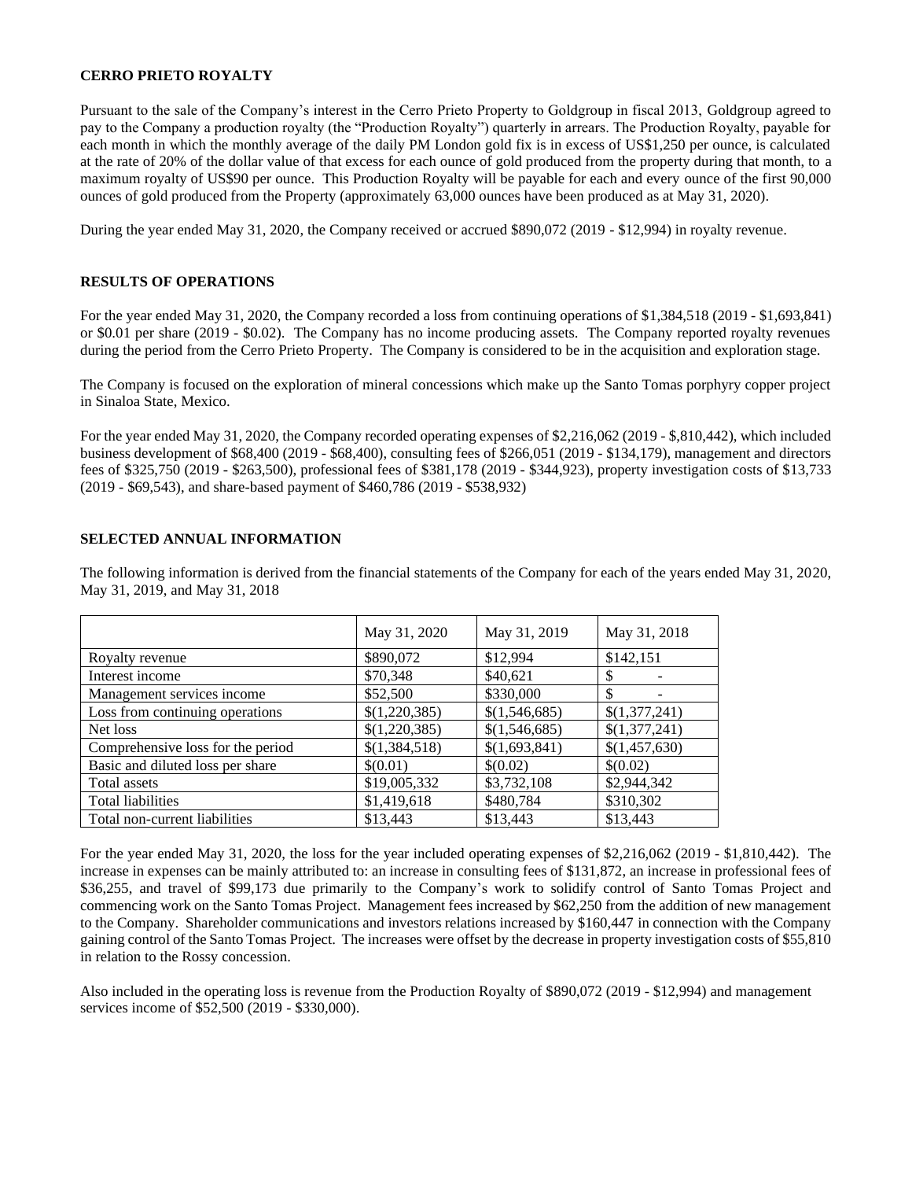## CERRO PRIETO ROYALTY

Pursuant to the sale of the Company's interest in the Cerro Prieto Property to Goldgroup in fiscal 2013, Goldgroup agreed to pay to the Company a production royalty (the "Production Royalty") quarterly in arrears. The Production Royalty, payable for each month in which the monthly average of the daily PM London gold fix is in excess of US$1,250 per ounce, is calculated at the rate of 20% of the dollar value of that excess for each ounce of gold produced from the property during that month, to a maximum royalty of US$90 per ounce. This Production Royalty will be payable for each and every ounce of the first 90,000 ounces of gold produced from the Property (approximately 63,000 ounces have been produced as at May 31, 2020).

During the year ended May 31, 2020, the Company received or accrued $890,072 (2019 - $12,994) in royalty revenue.

## RESULTS OF OPERATIONS

For the year ended May 31, 2020, the Company recorded a loss from continuing operations of $1,384,518 (2019 - $1,693,841) or $0.01 per share (2019 - $0.02). The Company has no income producing assets. The Company reported royalty revenues during the period from the Cerro Prieto Property. The Company is considered to be in the acquisition and exploration stage.

The Company is focused on the exploration of mineral concessions which make up the Santo Tomas porphyry copper project in Sinaloa State, Mexico.

For the year ended May 31, 2020, the Company recorded operating expenses of $2,216,062 (2019 - $,810,442), which included business development of $68,400 (2019 - $68,400), consulting fees of $266,051 (2019 - $134,179), management and directors fees of $325,750 (2019 - $263,500), professional fees of $381,178 (2019 - $344,923), property investigation costs of $13,733 (2019 - $69,543), and share-based payment of $460,786 (2019 - $538,932)

## SELECTED ANNUAL INFORMATION

The following information is derived from the financial statements of the Company for each of the years ended May 31, 2020, May 31, 2019, and May 31, 2018

| | May 31, 2020 | May 31, 2019 | May 31, 2018 |
|---|---|---|---|
| Royalty revenue | $890,072 | $12,994 | $142,151 |
| Interest income | $70,348 | $40,621 | $ - |
| Management services income | $52,500 | $330,000 | $ - |
| Loss from continuing operations | $(1,220,385) | $(1,546,685) | $(1,377,241) |
| Net loss | $(1,220,385) | $(1,546,685) | $(1,377,241) |
| Comprehensive loss for the period | $(1,384,518) | $(1,693,841) | $(1,457,630) |
| Basic and diluted loss per share | $(0.01) | $(0.02) | $(0.02) |
| Total assets | $19,005,332 | $3,732,108 | $2,944,342 |
| Total liabilities | $1,419,618 | $480,784 | $310,302 |
| Total non-current liabilities | $13,443 | $13,443 | $13,443 |

For the year ended May 31, 2020, the loss for the year included operating expenses of $2,216,062 (2019 - $1,810,442). The increase in expenses can be mainly attributed to: an increase in consulting fees of $131,872, an increase in professional fees of $36,255, and travel of $99,173 due primarily to the Company's work to solidify control of Santo Tomas Project and commencing work on the Santo Tomas Project. Management fees increased by $62,250 from the addition of new management to the Company. Shareholder communications and investors relations increased by $160,447 in connection with the Company gaining control of the Santo Tomas Project. The increases were offset by the decrease in property investigation costs of $55,810 in relation to the Rossy concession.

Also included in the operating loss is revenue from the Production Royalty of $890,072 (2019 - $12,994) and management services income of $52,500 (2019 - $330,000).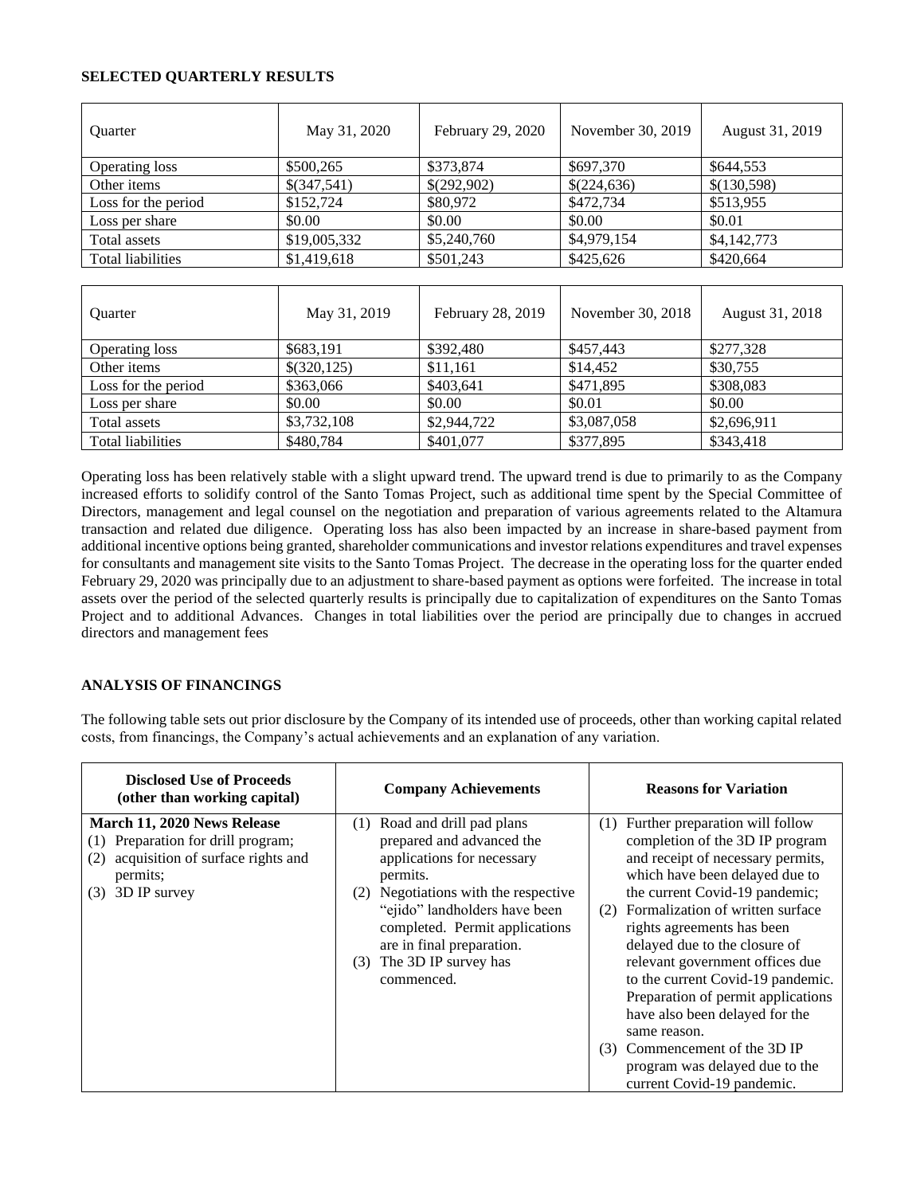## SELECTED QUARTERLY RESULTS

| Quarter | May 31, 2020 | February 29, 2020 | November 30, 2019 | August 31, 2019 |
|---|---|---|---|---|
| Operating loss | $500,265 | $373,874 | $697,370 | $644,553 |
| Other items | $(347,541) | $(292,902) | $(224,636) | $(130,598) |
| Loss for the period | $152,724 | $80,972 | $472,734 | $513,955 |
| Loss per share | $0.00 | $0.00 | $0.00 | $0.01 |
| Total assets | $19,005,332 | $5,240,760 | $4,979,154 | $4,142,773 |
| Total liabilities | $1,419,618 | $501,243 | $425,626 | $420,664 |

| Quarter | May 31, 2019 | February 28, 2019 | November 30, 2018 | August 31, 2018 |
|---|---|---|---|---|
| Operating loss | $683,191 | $392,480 | $457,443 | $277,328 |
| Other items | $(320,125) | $11,161 | $14,452 | $30,755 |
| Loss for the period | $363,066 | $403,641 | $471,895 | $308,083 |
| Loss per share | $0.00 | $0.00 | $0.01 | $0.00 |
| Total assets | $3,732,108 | $2,944,722 | $3,087,058 | $2,696,911 |
| Total liabilities | $480,784 | $401,077 | $377,895 | $343,418 |

Operating loss has been relatively stable with a slight upward trend. The upward trend is due to primarily to as the Company increased efforts to solidify control of the Santo Tomas Project, such as additional time spent by the Special Committee of Directors, management and legal counsel on the negotiation and preparation of various agreements related to the Altamura transaction and related due diligence. Operating loss has also been impacted by an increase in share-based payment from additional incentive options being granted, shareholder communications and investor relations expenditures and travel expenses for consultants and management site visits to the Santo Tomas Project. The decrease in the operating loss for the quarter ended February 29, 2020 was principally due to an adjustment to share-based payment as options were forfeited. The increase in total assets over the period of the selected quarterly results is principally due to capitalization of expenditures on the Santo Tomas Project and to additional Advances. Changes in total liabilities over the period are principally due to changes in accrued directors and management fees

## ANALYSIS OF FINANCINGS

The following table sets out prior disclosure by the Company of its intended use of proceeds, other than working capital related costs, from financings, the Company's actual achievements and an explanation of any variation.

| Disclosed Use of Proceeds (other than working capital) | Company Achievements | Reasons for Variation |
|---|---|---|
| **March 11, 2020 News Release**<br>(1) Preparation for drill program;<br>(2) acquisition of surface rights and permits;<br>(3) 3D IP survey | (1) Road and drill pad plans prepared and advanced the applications for necessary permits.<br>(2) Negotiations with the respective "ejido" landholders have been completed. Permit applications are in final preparation.<br>(3) The 3D IP survey has commenced. | (1) Further preparation will follow completion of the 3D IP program and receipt of necessary permits, which have been delayed due to the current Covid-19 pandemic;<br>(2) Formalization of written surface rights agreements has been delayed due to the closure of relevant government offices due to the current Covid-19 pandemic. Preparation of permit applications have also been delayed for the same reason.<br>(3) Commencement of the 3D IP program was delayed due to the current Covid-19 pandemic. |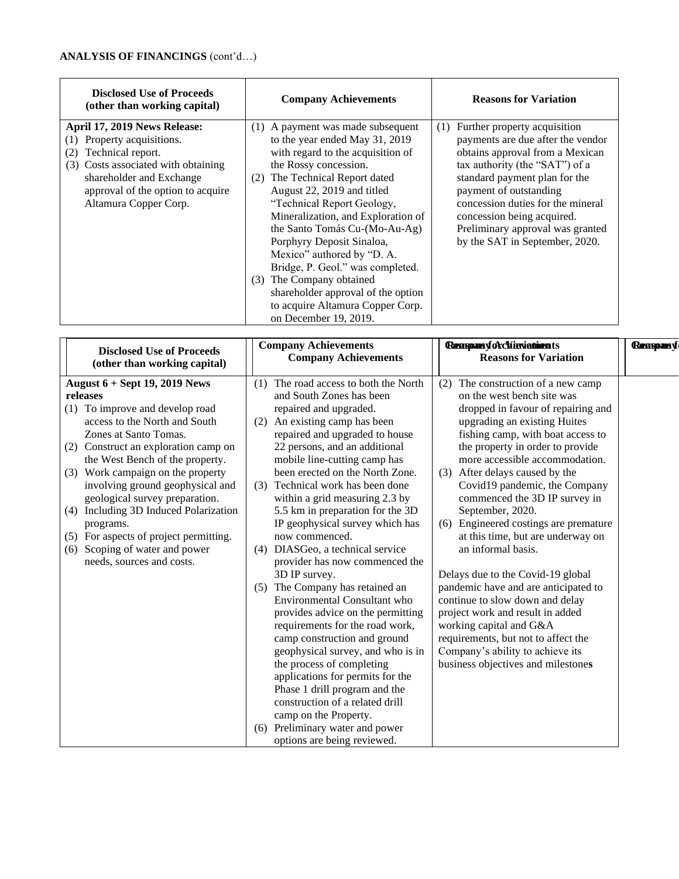**ANALYSIS OF FINANCINGS** (cont'd…)

| Disclosed Use of Proceeds (other than working capital) | Company Achievements | Reasons for Variation |
|---|---|---|
| **April 17, 2019 News Release:**<br>(1) Property acquisitions.<br>(2) Technical report.<br>(3) Costs associated with obtaining shareholder and Exchange approval of the option to acquire Altamura Copper Corp. | (1) A payment was made subsequent to the year ended May 31, 2019 with regard to the acquisition of the Rossy concession.<br>(2) The Technical Report dated August 22, 2019 and titled "Technical Report Geology, Mineralization, and Exploration of the Santo Tomás Cu-(Mo-Au-Ag) Porphyry Deposit Sinaloa, Mexico" authored by "D. A. Bridge, P. Geol." was completed.<br>(3) The Company obtained shareholder approval of the option to acquire Altamura Copper Corp. on December 19, 2019. | (1) Further property acquisition payments are due after the vendor obtains approval from a Mexican tax authority (the "SAT") of a standard payment plan for the payment of outstanding concession duties for the mineral concession being acquired. Preliminary approval was granted by the SAT in September, 2020. |

| Disclosed Use of Proceeds (other than working capital) | Company Achievements | Reasons for Variation |
|---|---|---|
| **August 6 + Sept 19, 2019 News releases**<br>(1) To improve and develop road access to the North and South Zones at Santo Tomas.<br>(2) Construct an exploration camp on the West Bench of the property.<br>(3) Work campaign on the property involving ground geophysical and geological survey preparation.<br>(4) Including 3D Induced Polarization programs.<br>(5) For aspects of project permitting.<br>(6) Scoping of water and power needs, sources and costs. | (1) The road access to both the North and South Zones has been repaired and upgraded.<br>(2) An existing camp has been repaired and upgraded to house 22 persons, and an additional mobile line-cutting camp has been erected on the North Zone.<br>(3) Technical work has been done within a grid measuring 2.3 by 5.5 km in preparation for the 3D IP geophysical survey which has now commenced.<br>(4) DIASGeo, a technical service provider has now commenced the 3D IP survey.<br>(5) The Company has retained an Environmental Consultant who provides advice on the permitting requirements for the road work, camp construction and ground geophysical survey, and who is in the process of completing applications for permits for the Phase 1 drill program and the construction of a related drill camp on the Property.<br>(6) Preliminary water and power options are being reviewed. | (2) The construction of a new camp on the west bench site was dropped in favour of repairing and upgrading an existing Huites fishing camp, with boat access to the property in order to provide more accessible accommodation.<br>(3) After delays caused by the Covid19 pandemic, the Company commenced the 3D IP survey in September, 2020.<br>(6) Engineered costings are premature at this time, but are underway on an informal basis.<br><br>Delays due to the Covid-19 global pandemic have and are anticipated to continue to slow down and delay project work and result in added working capital and G&A requirements, but not to affect the Company's ability to achieve its business objectives and milestones |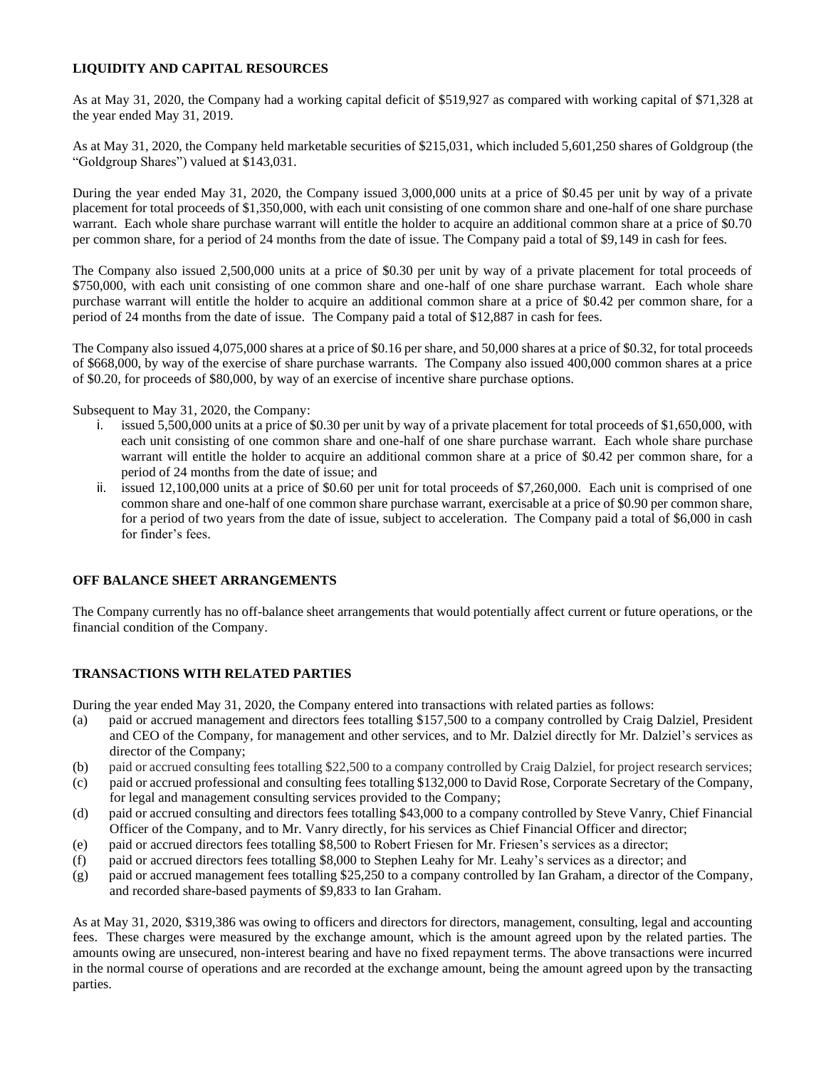## LIQUIDITY AND CAPITAL RESOURCES

As at May 31, 2020, the Company had a working capital deficit of $519,927 as compared with working capital of $71,328 at the year ended May 31, 2019.

As at May 31, 2020, the Company held marketable securities of $215,031, which included 5,601,250 shares of Goldgroup (the "Goldgroup Shares") valued at $143,031.

During the year ended May 31, 2020, the Company issued 3,000,000 units at a price of $0.45 per unit by way of a private placement for total proceeds of $1,350,000, with each unit consisting of one common share and one-half of one share purchase warrant. Each whole share purchase warrant will entitle the holder to acquire an additional common share at a price of $0.70 per common share, for a period of 24 months from the date of issue. The Company paid a total of $9,149 in cash for fees.

The Company also issued 2,500,000 units at a price of $0.30 per unit by way of a private placement for total proceeds of $750,000, with each unit consisting of one common share and one-half of one share purchase warrant. Each whole share purchase warrant will entitle the holder to acquire an additional common share at a price of $0.42 per common share, for a period of 24 months from the date of issue. The Company paid a total of $12,887 in cash for fees.

The Company also issued 4,075,000 shares at a price of $0.16 per share, and 50,000 shares at a price of $0.32, for total proceeds of $668,000, by way of the exercise of share purchase warrants. The Company also issued 400,000 common shares at a price of $0.20, for proceeds of $80,000, by way of an exercise of incentive share purchase options.

Subsequent to May 31, 2020, the Company:

i. issued 5,500,000 units at a price of $0.30 per unit by way of a private placement for total proceeds of $1,650,000, with each unit consisting of one common share and one-half of one share purchase warrant. Each whole share purchase warrant will entitle the holder to acquire an additional common share at a price of $0.42 per common share, for a period of 24 months from the date of issue; and
ii. issued 12,100,000 units at a price of $0.60 per unit for total proceeds of $7,260,000. Each unit is comprised of one common share and one-half of one common share purchase warrant, exercisable at a price of $0.90 per common share, for a period of two years from the date of issue, subject to acceleration. The Company paid a total of $6,000 in cash for finder's fees.

## OFF BALANCE SHEET ARRANGEMENTS

The Company currently has no off-balance sheet arrangements that would potentially affect current or future operations, or the financial condition of the Company.

## TRANSACTIONS WITH RELATED PARTIES

During the year ended May 31, 2020, the Company entered into transactions with related parties as follows:

(a) paid or accrued management and directors fees totalling $157,500 to a company controlled by Craig Dalziel, President and CEO of the Company, for management and other services, and to Mr. Dalziel directly for Mr. Dalziel's services as director of the Company;
(b) paid or accrued consulting fees totalling $22,500 to a company controlled by Craig Dalziel, for project research services;
(c) paid or accrued professional and consulting fees totalling $132,000 to David Rose, Corporate Secretary of the Company, for legal and management consulting services provided to the Company;
(d) paid or accrued consulting and directors fees totalling $43,000 to a company controlled by Steve Vanry, Chief Financial Officer of the Company, and to Mr. Vanry directly, for his services as Chief Financial Officer and director;
(e) paid or accrued directors fees totalling $8,500 to Robert Friesen for Mr. Friesen's services as a director;
(f) paid or accrued directors fees totalling $8,000 to Stephen Leahy for Mr. Leahy's services as a director; and
(g) paid or accrued management fees totalling $25,250 to a company controlled by Ian Graham, a director of the Company, and recorded share-based payments of $9,833 to Ian Graham.

As at May 31, 2020, $319,386 was owing to officers and directors for directors, management, consulting, legal and accounting fees. These charges were measured by the exchange amount, which is the amount agreed upon by the related parties. The amounts owing are unsecured, non-interest bearing and have no fixed repayment terms. The above transactions were incurred in the normal course of operations and are recorded at the exchange amount, being the amount agreed upon by the transacting parties.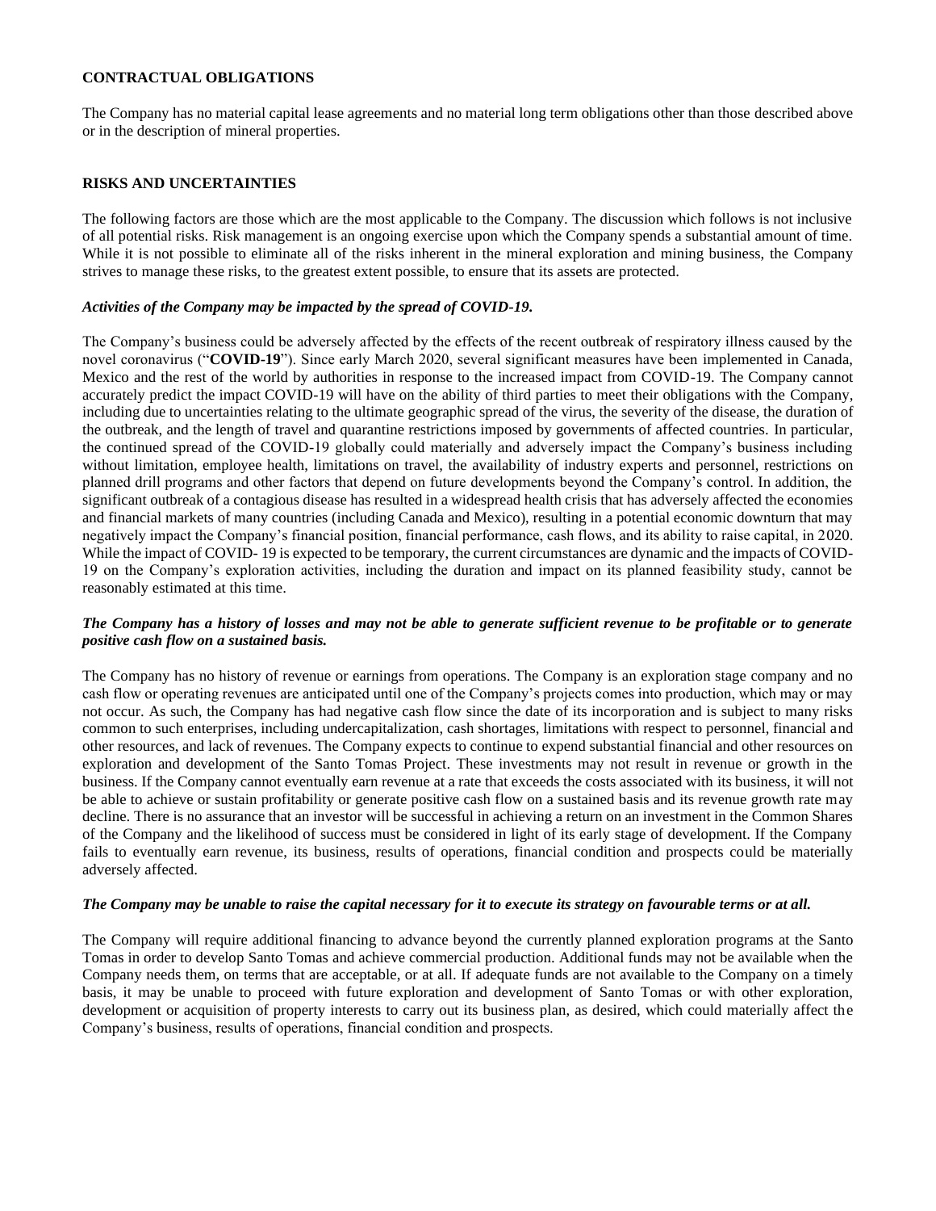**CONTRACTUAL OBLIGATIONS**

The Company has no material capital lease agreements and no material long term obligations other than those described above or in the description of mineral properties.

**RISKS AND UNCERTAINTIES**

The following factors are those which are the most applicable to the Company. The discussion which follows is not inclusive of all potential risks. Risk management is an ongoing exercise upon which the Company spends a substantial amount of time. While it is not possible to eliminate all of the risks inherent in the mineral exploration and mining business, the Company strives to manage these risks, to the greatest extent possible, to ensure that its assets are protected.

***Activities of the Company may be impacted by the spread of COVID-19.***

The Company's business could be adversely affected by the effects of the recent outbreak of respiratory illness caused by the novel coronavirus ("**COVID-19**"). Since early March 2020, several significant measures have been implemented in Canada, Mexico and the rest of the world by authorities in response to the increased impact from COVID-19. The Company cannot accurately predict the impact COVID-19 will have on the ability of third parties to meet their obligations with the Company, including due to uncertainties relating to the ultimate geographic spread of the virus, the severity of the disease, the duration of the outbreak, and the length of travel and quarantine restrictions imposed by governments of affected countries. In particular, the continued spread of the COVID-19 globally could materially and adversely impact the Company's business including without limitation, employee health, limitations on travel, the availability of industry experts and personnel, restrictions on planned drill programs and other factors that depend on future developments beyond the Company's control. In addition, the significant outbreak of a contagious disease has resulted in a widespread health crisis that has adversely affected the economies and financial markets of many countries (including Canada and Mexico), resulting in a potential economic downturn that may negatively impact the Company's financial position, financial performance, cash flows, and its ability to raise capital, in 2020. While the impact of COVID- 19 is expected to be temporary, the current circumstances are dynamic and the impacts of COVID-19 on the Company's exploration activities, including the duration and impact on its planned feasibility study, cannot be reasonably estimated at this time.

***The Company has a history of losses and may not be able to generate sufficient revenue to be profitable or to generate positive cash flow on a sustained basis.***

The Company has no history of revenue or earnings from operations. The Company is an exploration stage company and no cash flow or operating revenues are anticipated until one of the Company's projects comes into production, which may or may not occur. As such, the Company has had negative cash flow since the date of its incorporation and is subject to many risks common to such enterprises, including undercapitalization, cash shortages, limitations with respect to personnel, financial and other resources, and lack of revenues. The Company expects to continue to expend substantial financial and other resources on exploration and development of the Santo Tomas Project. These investments may not result in revenue or growth in the business. If the Company cannot eventually earn revenue at a rate that exceeds the costs associated with its business, it will not be able to achieve or sustain profitability or generate positive cash flow on a sustained basis and its revenue growth rate may decline. There is no assurance that an investor will be successful in achieving a return on an investment in the Common Shares of the Company and the likelihood of success must be considered in light of its early stage of development. If the Company fails to eventually earn revenue, its business, results of operations, financial condition and prospects could be materially adversely affected.

***The Company may be unable to raise the capital necessary for it to execute its strategy on favourable terms or at all.***

The Company will require additional financing to advance beyond the currently planned exploration programs at the Santo Tomas in order to develop Santo Tomas and achieve commercial production. Additional funds may not be available when the Company needs them, on terms that are acceptable, or at all. If adequate funds are not available to the Company on a timely basis, it may be unable to proceed with future exploration and development of Santo Tomas or with other exploration, development or acquisition of property interests to carry out its business plan, as desired, which could materially affect the Company's business, results of operations, financial condition and prospects.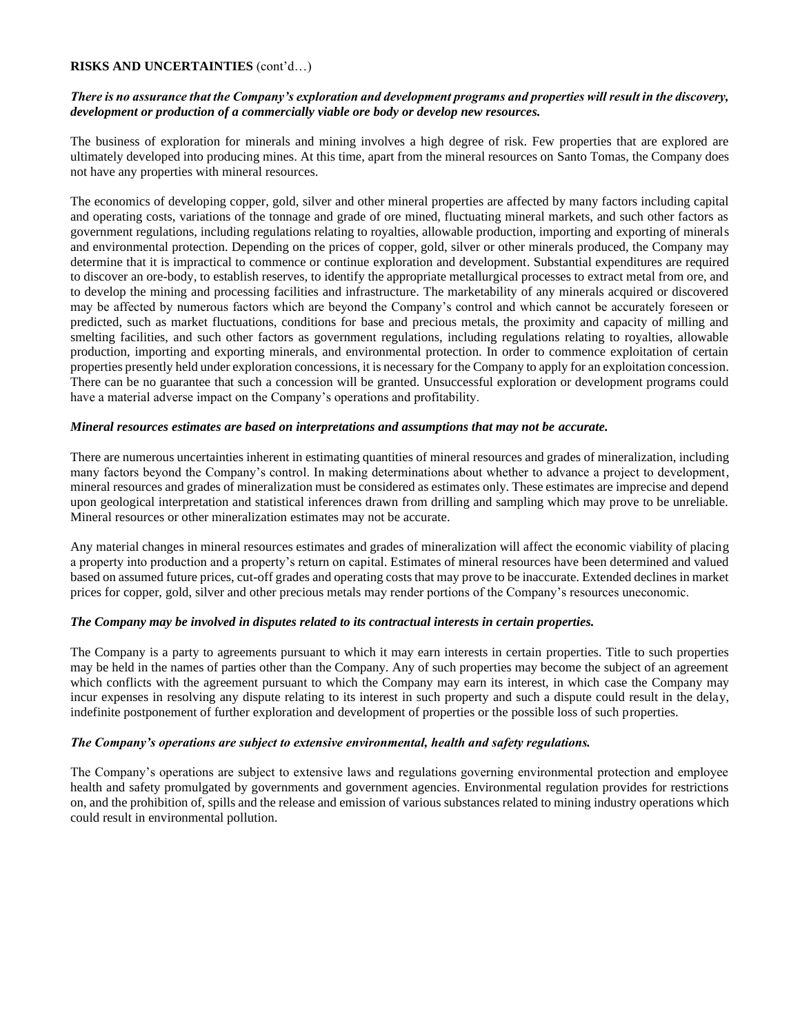**RISKS AND UNCERTAINTIES** (cont'd…)

***There is no assurance that the Company's exploration and development programs and properties will result in the discovery, development or production of a commercially viable ore body or develop new resources.***

The business of exploration for minerals and mining involves a high degree of risk. Few properties that are explored are ultimately developed into producing mines. At this time, apart from the mineral resources on Santo Tomas, the Company does not have any properties with mineral resources.

The economics of developing copper, gold, silver and other mineral properties are affected by many factors including capital and operating costs, variations of the tonnage and grade of ore mined, fluctuating mineral markets, and such other factors as government regulations, including regulations relating to royalties, allowable production, importing and exporting of minerals and environmental protection. Depending on the prices of copper, gold, silver or other minerals produced, the Company may determine that it is impractical to commence or continue exploration and development. Substantial expenditures are required to discover an ore-body, to establish reserves, to identify the appropriate metallurgical processes to extract metal from ore, and to develop the mining and processing facilities and infrastructure. The marketability of any minerals acquired or discovered may be affected by numerous factors which are beyond the Company's control and which cannot be accurately foreseen or predicted, such as market fluctuations, conditions for base and precious metals, the proximity and capacity of milling and smelting facilities, and such other factors as government regulations, including regulations relating to royalties, allowable production, importing and exporting minerals, and environmental protection. In order to commence exploitation of certain properties presently held under exploration concessions, it is necessary for the Company to apply for an exploitation concession. There can be no guarantee that such a concession will be granted. Unsuccessful exploration or development programs could have a material adverse impact on the Company's operations and profitability.

***Mineral resources estimates are based on interpretations and assumptions that may not be accurate.***

There are numerous uncertainties inherent in estimating quantities of mineral resources and grades of mineralization, including many factors beyond the Company's control. In making determinations about whether to advance a project to development, mineral resources and grades of mineralization must be considered as estimates only. These estimates are imprecise and depend upon geological interpretation and statistical inferences drawn from drilling and sampling which may prove to be unreliable. Mineral resources or other mineralization estimates may not be accurate.

Any material changes in mineral resources estimates and grades of mineralization will affect the economic viability of placing a property into production and a property's return on capital. Estimates of mineral resources have been determined and valued based on assumed future prices, cut-off grades and operating costs that may prove to be inaccurate. Extended declines in market prices for copper, gold, silver and other precious metals may render portions of the Company's resources uneconomic.

***The Company may be involved in disputes related to its contractual interests in certain properties.***

The Company is a party to agreements pursuant to which it may earn interests in certain properties. Title to such properties may be held in the names of parties other than the Company. Any of such properties may become the subject of an agreement which conflicts with the agreement pursuant to which the Company may earn its interest, in which case the Company may incur expenses in resolving any dispute relating to its interest in such property and such a dispute could result in the delay, indefinite postponement of further exploration and development of properties or the possible loss of such properties.

***The Company's operations are subject to extensive environmental, health and safety regulations.***

The Company's operations are subject to extensive laws and regulations governing environmental protection and employee health and safety promulgated by governments and government agencies. Environmental regulation provides for restrictions on, and the prohibition of, spills and the release and emission of various substances related to mining industry operations which could result in environmental pollution.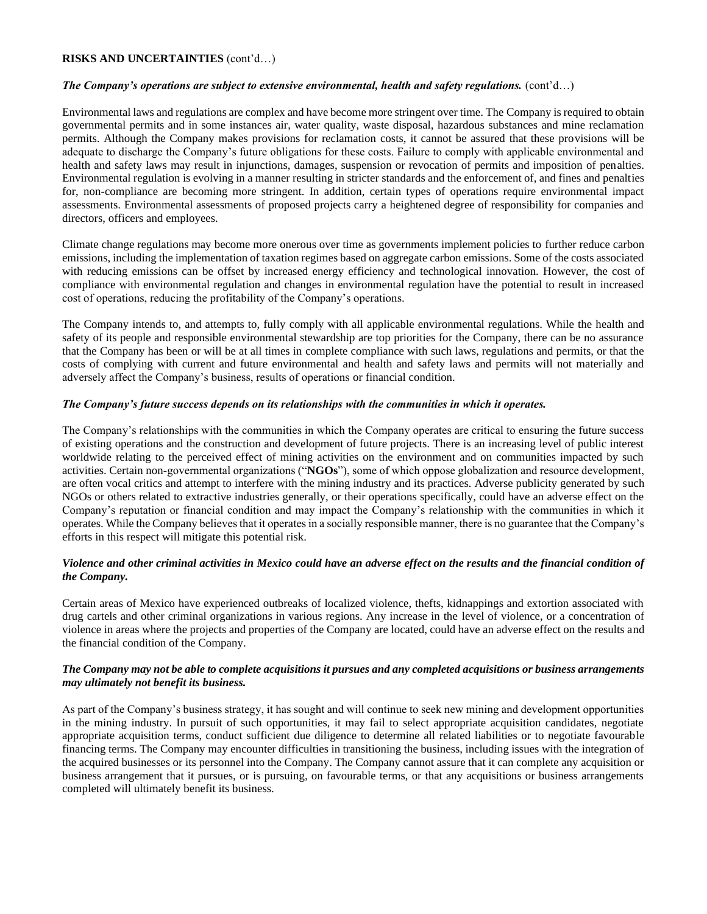**RISKS AND UNCERTAINTIES** (cont'd…)

***The Company's operations are subject to extensive environmental, health and safety regulations.*** (cont'd…)

Environmental laws and regulations are complex and have become more stringent over time. The Company is required to obtain governmental permits and in some instances air, water quality, waste disposal, hazardous substances and mine reclamation permits. Although the Company makes provisions for reclamation costs, it cannot be assured that these provisions will be adequate to discharge the Company's future obligations for these costs. Failure to comply with applicable environmental and health and safety laws may result in injunctions, damages, suspension or revocation of permits and imposition of penalties. Environmental regulation is evolving in a manner resulting in stricter standards and the enforcement of, and fines and penalties for, non-compliance are becoming more stringent. In addition, certain types of operations require environmental impact assessments. Environmental assessments of proposed projects carry a heightened degree of responsibility for companies and directors, officers and employees.

Climate change regulations may become more onerous over time as governments implement policies to further reduce carbon emissions, including the implementation of taxation regimes based on aggregate carbon emissions. Some of the costs associated with reducing emissions can be offset by increased energy efficiency and technological innovation. However, the cost of compliance with environmental regulation and changes in environmental regulation have the potential to result in increased cost of operations, reducing the profitability of the Company's operations.

The Company intends to, and attempts to, fully comply with all applicable environmental regulations. While the health and safety of its people and responsible environmental stewardship are top priorities for the Company, there can be no assurance that the Company has been or will be at all times in complete compliance with such laws, regulations and permits, or that the costs of complying with current and future environmental and health and safety laws and permits will not materially and adversely affect the Company's business, results of operations or financial condition.

***The Company's future success depends on its relationships with the communities in which it operates.***

The Company's relationships with the communities in which the Company operates are critical to ensuring the future success of existing operations and the construction and development of future projects. There is an increasing level of public interest worldwide relating to the perceived effect of mining activities on the environment and on communities impacted by such activities. Certain non-governmental organizations ("**NGOs**"), some of which oppose globalization and resource development, are often vocal critics and attempt to interfere with the mining industry and its practices. Adverse publicity generated by such NGOs or others related to extractive industries generally, or their operations specifically, could have an adverse effect on the Company's reputation or financial condition and may impact the Company's relationship with the communities in which it operates. While the Company believes that it operates in a socially responsible manner, there is no guarantee that the Company's efforts in this respect will mitigate this potential risk.

***Violence and other criminal activities in Mexico could have an adverse effect on the results and the financial condition of the Company.***

Certain areas of Mexico have experienced outbreaks of localized violence, thefts, kidnappings and extortion associated with drug cartels and other criminal organizations in various regions. Any increase in the level of violence, or a concentration of violence in areas where the projects and properties of the Company are located, could have an adverse effect on the results and the financial condition of the Company.

***The Company may not be able to complete acquisitions it pursues and any completed acquisitions or business arrangements may ultimately not benefit its business.***

As part of the Company's business strategy, it has sought and will continue to seek new mining and development opportunities in the mining industry. In pursuit of such opportunities, it may fail to select appropriate acquisition candidates, negotiate appropriate acquisition terms, conduct sufficient due diligence to determine all related liabilities or to negotiate favourable financing terms. The Company may encounter difficulties in transitioning the business, including issues with the integration of the acquired businesses or its personnel into the Company. The Company cannot assure that it can complete any acquisition or business arrangement that it pursues, or is pursuing, on favourable terms, or that any acquisitions or business arrangements completed will ultimately benefit its business.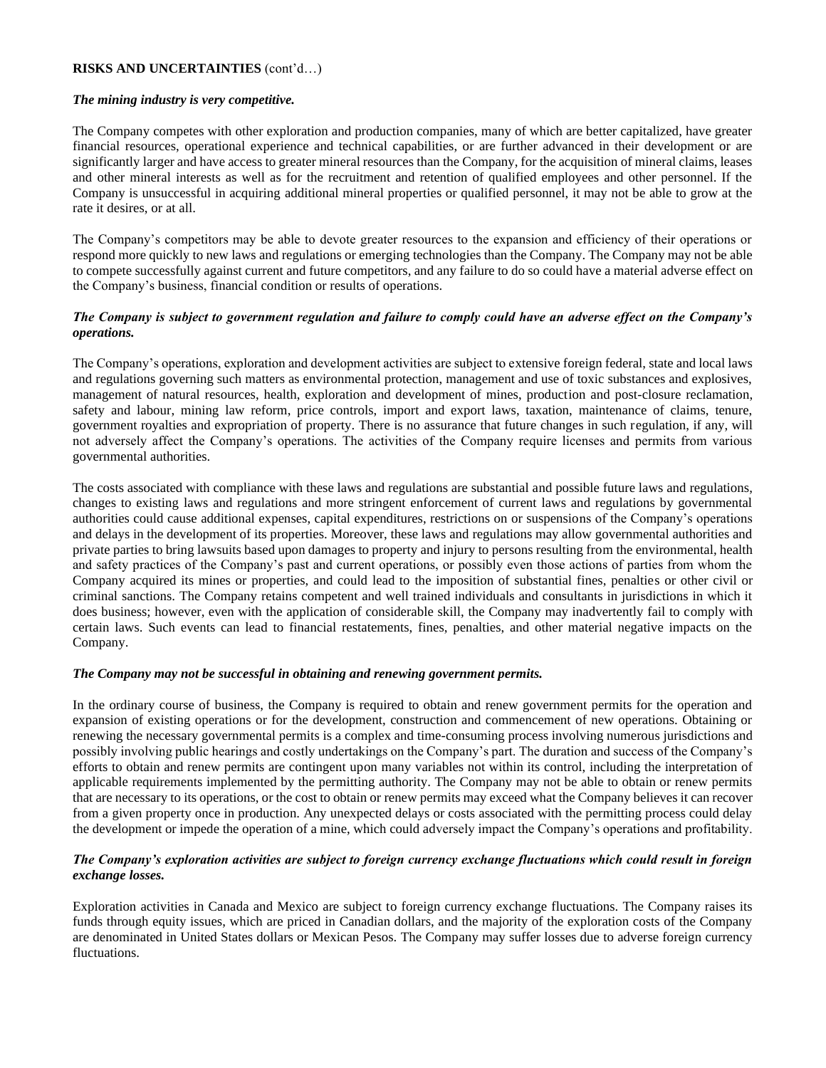**RISKS AND UNCERTAINTIES** (cont'd…)

***The mining industry is very competitive.***

The Company competes with other exploration and production companies, many of which are better capitalized, have greater financial resources, operational experience and technical capabilities, or are further advanced in their development or are significantly larger and have access to greater mineral resources than the Company, for the acquisition of mineral claims, leases and other mineral interests as well as for the recruitment and retention of qualified employees and other personnel. If the Company is unsuccessful in acquiring additional mineral properties or qualified personnel, it may not be able to grow at the rate it desires, or at all.

The Company's competitors may be able to devote greater resources to the expansion and efficiency of their operations or respond more quickly to new laws and regulations or emerging technologies than the Company. The Company may not be able to compete successfully against current and future competitors, and any failure to do so could have a material adverse effect on the Company's business, financial condition or results of operations.

***The Company is subject to government regulation and failure to comply could have an adverse effect on the Company's operations.***

The Company's operations, exploration and development activities are subject to extensive foreign federal, state and local laws and regulations governing such matters as environmental protection, management and use of toxic substances and explosives, management of natural resources, health, exploration and development of mines, production and post-closure reclamation, safety and labour, mining law reform, price controls, import and export laws, taxation, maintenance of claims, tenure, government royalties and expropriation of property. There is no assurance that future changes in such regulation, if any, will not adversely affect the Company's operations. The activities of the Company require licenses and permits from various governmental authorities.

The costs associated with compliance with these laws and regulations are substantial and possible future laws and regulations, changes to existing laws and regulations and more stringent enforcement of current laws and regulations by governmental authorities could cause additional expenses, capital expenditures, restrictions on or suspensions of the Company's operations and delays in the development of its properties. Moreover, these laws and regulations may allow governmental authorities and private parties to bring lawsuits based upon damages to property and injury to persons resulting from the environmental, health and safety practices of the Company's past and current operations, or possibly even those actions of parties from whom the Company acquired its mines or properties, and could lead to the imposition of substantial fines, penalties or other civil or criminal sanctions. The Company retains competent and well trained individuals and consultants in jurisdictions in which it does business; however, even with the application of considerable skill, the Company may inadvertently fail to comply with certain laws. Such events can lead to financial restatements, fines, penalties, and other material negative impacts on the Company.

***The Company may not be successful in obtaining and renewing government permits.***

In the ordinary course of business, the Company is required to obtain and renew government permits for the operation and expansion of existing operations or for the development, construction and commencement of new operations. Obtaining or renewing the necessary governmental permits is a complex and time-consuming process involving numerous jurisdictions and possibly involving public hearings and costly undertakings on the Company's part. The duration and success of the Company's efforts to obtain and renew permits are contingent upon many variables not within its control, including the interpretation of applicable requirements implemented by the permitting authority. The Company may not be able to obtain or renew permits that are necessary to its operations, or the cost to obtain or renew permits may exceed what the Company believes it can recover from a given property once in production. Any unexpected delays or costs associated with the permitting process could delay the development or impede the operation of a mine, which could adversely impact the Company's operations and profitability.

***The Company's exploration activities are subject to foreign currency exchange fluctuations which could result in foreign exchange losses.***

Exploration activities in Canada and Mexico are subject to foreign currency exchange fluctuations. The Company raises its funds through equity issues, which are priced in Canadian dollars, and the majority of the exploration costs of the Company are denominated in United States dollars or Mexican Pesos. The Company may suffer losses due to adverse foreign currency fluctuations.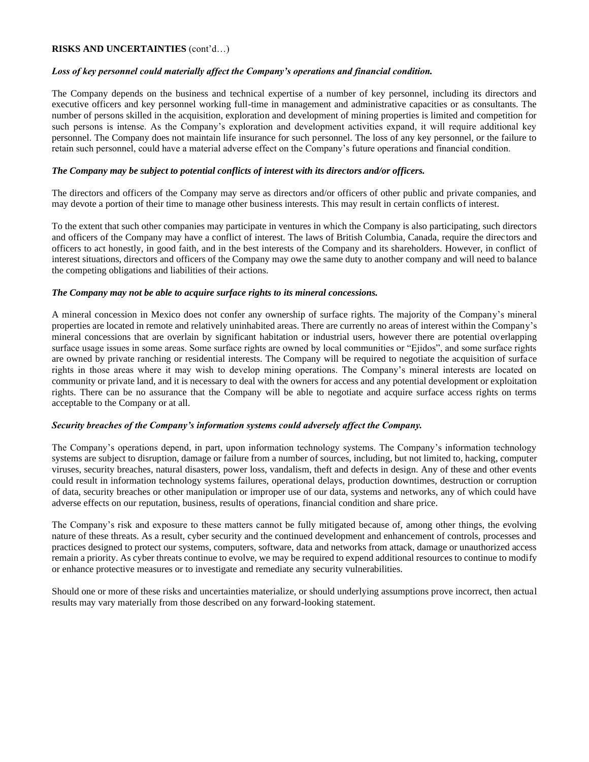**RISKS AND UNCERTAINTIES** (cont'd…)

***Loss of key personnel could materially affect the Company's operations and financial condition.***

The Company depends on the business and technical expertise of a number of key personnel, including its directors and executive officers and key personnel working full-time in management and administrative capacities or as consultants. The number of persons skilled in the acquisition, exploration and development of mining properties is limited and competition for such persons is intense. As the Company's exploration and development activities expand, it will require additional key personnel. The Company does not maintain life insurance for such personnel. The loss of any key personnel, or the failure to retain such personnel, could have a material adverse effect on the Company's future operations and financial condition.

***The Company may be subject to potential conflicts of interest with its directors and/or officers.***

The directors and officers of the Company may serve as directors and/or officers of other public and private companies, and may devote a portion of their time to manage other business interests. This may result in certain conflicts of interest.

To the extent that such other companies may participate in ventures in which the Company is also participating, such directors and officers of the Company may have a conflict of interest. The laws of British Columbia, Canada, require the directors and officers to act honestly, in good faith, and in the best interests of the Company and its shareholders. However, in conflict of interest situations, directors and officers of the Company may owe the same duty to another company and will need to balance the competing obligations and liabilities of their actions.

***The Company may not be able to acquire surface rights to its mineral concessions.***

A mineral concession in Mexico does not confer any ownership of surface rights. The majority of the Company's mineral properties are located in remote and relatively uninhabited areas. There are currently no areas of interest within the Company's mineral concessions that are overlain by significant habitation or industrial users, however there are potential overlapping surface usage issues in some areas. Some surface rights are owned by local communities or "Ejidos", and some surface rights are owned by private ranching or residential interests. The Company will be required to negotiate the acquisition of surface rights in those areas where it may wish to develop mining operations. The Company's mineral interests are located on community or private land, and it is necessary to deal with the owners for access and any potential development or exploitation rights. There can be no assurance that the Company will be able to negotiate and acquire surface access rights on terms acceptable to the Company or at all.

***Security breaches of the Company's information systems could adversely affect the Company.***

The Company's operations depend, in part, upon information technology systems. The Company's information technology systems are subject to disruption, damage or failure from a number of sources, including, but not limited to, hacking, computer viruses, security breaches, natural disasters, power loss, vandalism, theft and defects in design. Any of these and other events could result in information technology systems failures, operational delays, production downtimes, destruction or corruption of data, security breaches or other manipulation or improper use of our data, systems and networks, any of which could have adverse effects on our reputation, business, results of operations, financial condition and share price.

The Company's risk and exposure to these matters cannot be fully mitigated because of, among other things, the evolving nature of these threats. As a result, cyber security and the continued development and enhancement of controls, processes and practices designed to protect our systems, computers, software, data and networks from attack, damage or unauthorized access remain a priority. As cyber threats continue to evolve, we may be required to expend additional resources to continue to modify or enhance protective measures or to investigate and remediate any security vulnerabilities.

Should one or more of these risks and uncertainties materialize, or should underlying assumptions prove incorrect, then actual results may vary materially from those described on any forward-looking statement.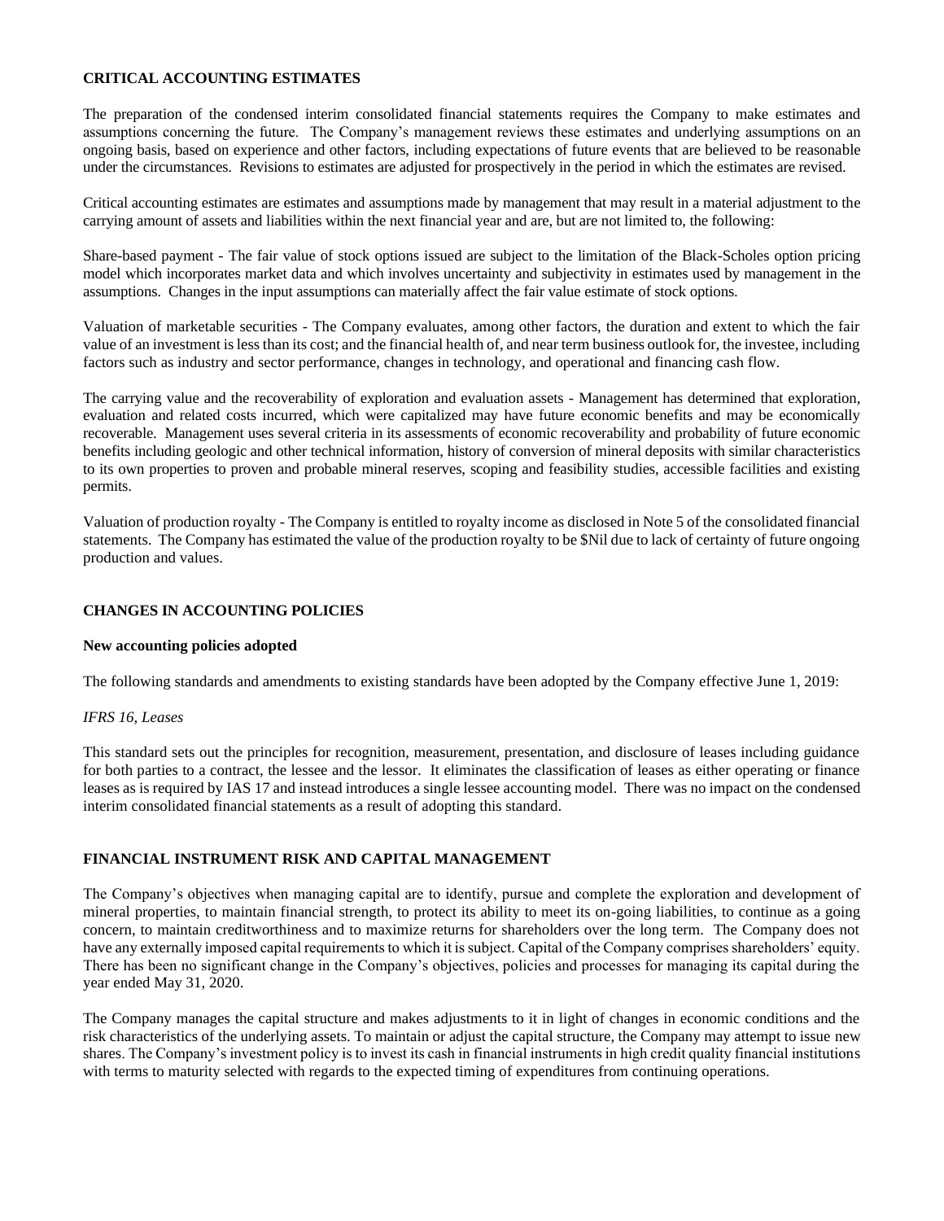## CRITICAL ACCOUNTING ESTIMATES

The preparation of the condensed interim consolidated financial statements requires the Company to make estimates and assumptions concerning the future. The Company's management reviews these estimates and underlying assumptions on an ongoing basis, based on experience and other factors, including expectations of future events that are believed to be reasonable under the circumstances. Revisions to estimates are adjusted for prospectively in the period in which the estimates are revised.

Critical accounting estimates are estimates and assumptions made by management that may result in a material adjustment to the carrying amount of assets and liabilities within the next financial year and are, but are not limited to, the following:

Share-based payment - The fair value of stock options issued are subject to the limitation of the Black-Scholes option pricing model which incorporates market data and which involves uncertainty and subjectivity in estimates used by management in the assumptions. Changes in the input assumptions can materially affect the fair value estimate of stock options.

Valuation of marketable securities - The Company evaluates, among other factors, the duration and extent to which the fair value of an investment is less than its cost; and the financial health of, and near term business outlook for, the investee, including factors such as industry and sector performance, changes in technology, and operational and financing cash flow.

The carrying value and the recoverability of exploration and evaluation assets - Management has determined that exploration, evaluation and related costs incurred, which were capitalized may have future economic benefits and may be economically recoverable. Management uses several criteria in its assessments of economic recoverability and probability of future economic benefits including geologic and other technical information, history of conversion of mineral deposits with similar characteristics to its own properties to proven and probable mineral reserves, scoping and feasibility studies, accessible facilities and existing permits.

Valuation of production royalty - The Company is entitled to royalty income as disclosed in Note 5 of the consolidated financial statements. The Company has estimated the value of the production royalty to be $Nil due to lack of certainty of future ongoing production and values.

## CHANGES IN ACCOUNTING POLICIES

### New accounting policies adopted

The following standards and amendments to existing standards have been adopted by the Company effective June 1, 2019:

*IFRS 16, Leases*

This standard sets out the principles for recognition, measurement, presentation, and disclosure of leases including guidance for both parties to a contract, the lessee and the lessor. It eliminates the classification of leases as either operating or finance leases as is required by IAS 17 and instead introduces a single lessee accounting model. There was no impact on the condensed interim consolidated financial statements as a result of adopting this standard.

## FINANCIAL INSTRUMENT RISK AND CAPITAL MANAGEMENT

The Company's objectives when managing capital are to identify, pursue and complete the exploration and development of mineral properties, to maintain financial strength, to protect its ability to meet its on-going liabilities, to continue as a going concern, to maintain creditworthiness and to maximize returns for shareholders over the long term. The Company does not have any externally imposed capital requirements to which it is subject. Capital of the Company comprises shareholders' equity. There has been no significant change in the Company's objectives, policies and processes for managing its capital during the year ended May 31, 2020.

The Company manages the capital structure and makes adjustments to it in light of changes in economic conditions and the risk characteristics of the underlying assets. To maintain or adjust the capital structure, the Company may attempt to issue new shares. The Company's investment policy is to invest its cash in financial instruments in high credit quality financial institutions with terms to maturity selected with regards to the expected timing of expenditures from continuing operations.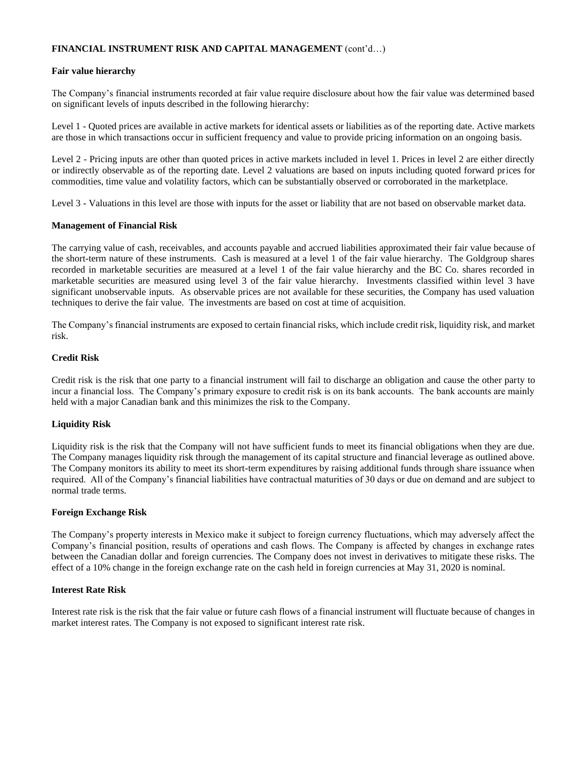**FINANCIAL INSTRUMENT RISK AND CAPITAL MANAGEMENT** (cont'd…)

**Fair value hierarchy**

The Company's financial instruments recorded at fair value require disclosure about how the fair value was determined based on significant levels of inputs described in the following hierarchy:

Level 1 - Quoted prices are available in active markets for identical assets or liabilities as of the reporting date. Active markets are those in which transactions occur in sufficient frequency and value to provide pricing information on an ongoing basis.

Level 2 - Pricing inputs are other than quoted prices in active markets included in level 1. Prices in level 2 are either directly or indirectly observable as of the reporting date. Level 2 valuations are based on inputs including quoted forward prices for commodities, time value and volatility factors, which can be substantially observed or corroborated in the marketplace.

Level 3 - Valuations in this level are those with inputs for the asset or liability that are not based on observable market data.

**Management of Financial Risk**

The carrying value of cash, receivables, and accounts payable and accrued liabilities approximated their fair value because of the short-term nature of these instruments. Cash is measured at a level 1 of the fair value hierarchy. The Goldgroup shares recorded in marketable securities are measured at a level 1 of the fair value hierarchy and the BC Co. shares recorded in marketable securities are measured using level 3 of the fair value hierarchy. Investments classified within level 3 have significant unobservable inputs. As observable prices are not available for these securities, the Company has used valuation techniques to derive the fair value. The investments are based on cost at time of acquisition.

The Company's financial instruments are exposed to certain financial risks, which include credit risk, liquidity risk, and market risk.

**Credit Risk**

Credit risk is the risk that one party to a financial instrument will fail to discharge an obligation and cause the other party to incur a financial loss. The Company's primary exposure to credit risk is on its bank accounts. The bank accounts are mainly held with a major Canadian bank and this minimizes the risk to the Company.

**Liquidity Risk**

Liquidity risk is the risk that the Company will not have sufficient funds to meet its financial obligations when they are due. The Company manages liquidity risk through the management of its capital structure and financial leverage as outlined above. The Company monitors its ability to meet its short-term expenditures by raising additional funds through share issuance when required. All of the Company's financial liabilities have contractual maturities of 30 days or due on demand and are subject to normal trade terms.

**Foreign Exchange Risk**

The Company's property interests in Mexico make it subject to foreign currency fluctuations, which may adversely affect the Company's financial position, results of operations and cash flows. The Company is affected by changes in exchange rates between the Canadian dollar and foreign currencies. The Company does not invest in derivatives to mitigate these risks. The effect of a 10% change in the foreign exchange rate on the cash held in foreign currencies at May 31, 2020 is nominal.

**Interest Rate Risk**

Interest rate risk is the risk that the fair value or future cash flows of a financial instrument will fluctuate because of changes in market interest rates. The Company is not exposed to significant interest rate risk.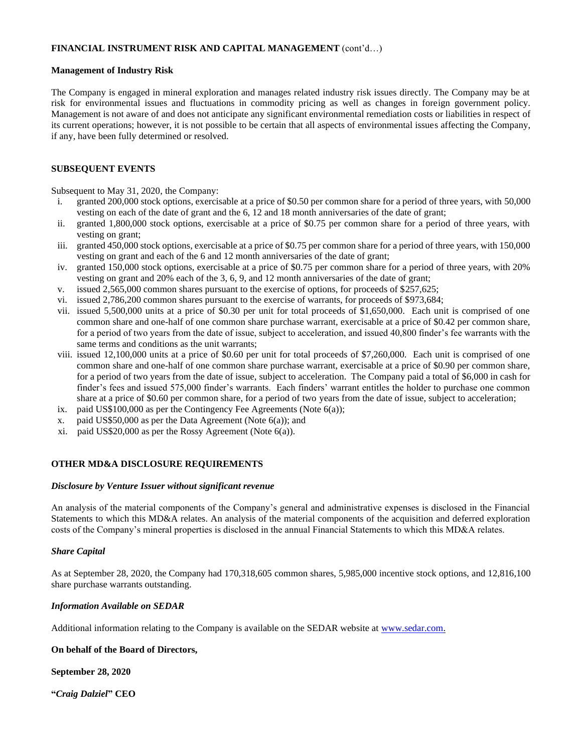**FINANCIAL INSTRUMENT RISK AND CAPITAL MANAGEMENT** (cont'd…)

**Management of Industry Risk**

The Company is engaged in mineral exploration and manages related industry risk issues directly. The Company may be at risk for environmental issues and fluctuations in commodity pricing as well as changes in foreign government policy. Management is not aware of and does not anticipate any significant environmental remediation costs or liabilities in respect of its current operations; however, it is not possible to be certain that all aspects of environmental issues affecting the Company, if any, have been fully determined or resolved.

**SUBSEQUENT EVENTS**

Subsequent to May 31, 2020, the Company:

i. granted 200,000 stock options, exercisable at a price of $0.50 per common share for a period of three years, with 50,000 vesting on each of the date of grant and the 6, 12 and 18 month anniversaries of the date of grant;
ii. granted 1,800,000 stock options, exercisable at a price of $0.75 per common share for a period of three years, with vesting on grant;
iii. granted 450,000 stock options, exercisable at a price of $0.75 per common share for a period of three years, with 150,000 vesting on grant and each of the 6 and 12 month anniversaries of the date of grant;
iv. granted 150,000 stock options, exercisable at a price of $0.75 per common share for a period of three years, with 20% vesting on grant and 20% each of the 3, 6, 9, and 12 month anniversaries of the date of grant;
v. issued 2,565,000 common shares pursuant to the exercise of options, for proceeds of $257,625;
vi. issued 2,786,200 common shares pursuant to the exercise of warrants, for proceeds of $973,684;
vii. issued 5,500,000 units at a price of $0.30 per unit for total proceeds of $1,650,000. Each unit is comprised of one common share and one-half of one common share purchase warrant, exercisable at a price of $0.42 per common share, for a period of two years from the date of issue, subject to acceleration, and issued 40,800 finder's fee warrants with the same terms and conditions as the unit warrants;
viii. issued 12,100,000 units at a price of $0.60 per unit for total proceeds of $7,260,000. Each unit is comprised of one common share and one-half of one common share purchase warrant, exercisable at a price of $0.90 per common share, for a period of two years from the date of issue, subject to acceleration. The Company paid a total of $6,000 in cash for finder's fees and issued 575,000 finder's warrants. Each finders' warrant entitles the holder to purchase one common share at a price of $0.60 per common share, for a period of two years from the date of issue, subject to acceleration;
ix. paid US$100,000 as per the Contingency Fee Agreements (Note 6(a));
x. paid US$50,000 as per the Data Agreement (Note 6(a)); and
xi. paid US$20,000 as per the Rossy Agreement (Note 6(a)).

**OTHER MD&A DISCLOSURE REQUIREMENTS**

***Disclosure by Venture Issuer without significant revenue***

An analysis of the material components of the Company's general and administrative expenses is disclosed in the Financial Statements to which this MD&A relates. An analysis of the material components of the acquisition and deferred exploration costs of the Company's mineral properties is disclosed in the annual Financial Statements to which this MD&A relates.

***Share Capital***

As at September 28, 2020, the Company had 170,318,605 common shares, 5,985,000 incentive stock options, and 12,816,100 share purchase warrants outstanding.

***Information Available on SEDAR***

Additional information relating to the Company is available on the SEDAR website at www.sedar.com.

**On behalf of the Board of Directors,**

**September 28, 2020**

**"*Craig Dalziel*" CEO**